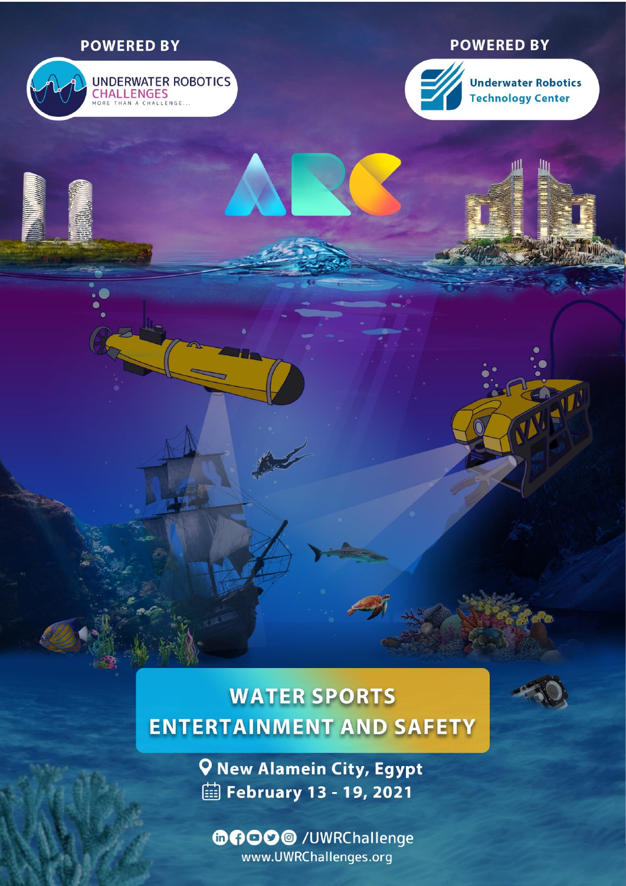POWERED BY

UNDERWATER ROBOTICS CHALLENGES
MORE THAN A CHALLENGE...

POWERED BY

Underwater Robotics Technology Center

# ARC

## WATER SPORTS ENTERTAINMENT AND SAFETY

New Alamein City, Egypt

February 13 - 19, 2021

/UWRChallenge

www.UWRChallenges.org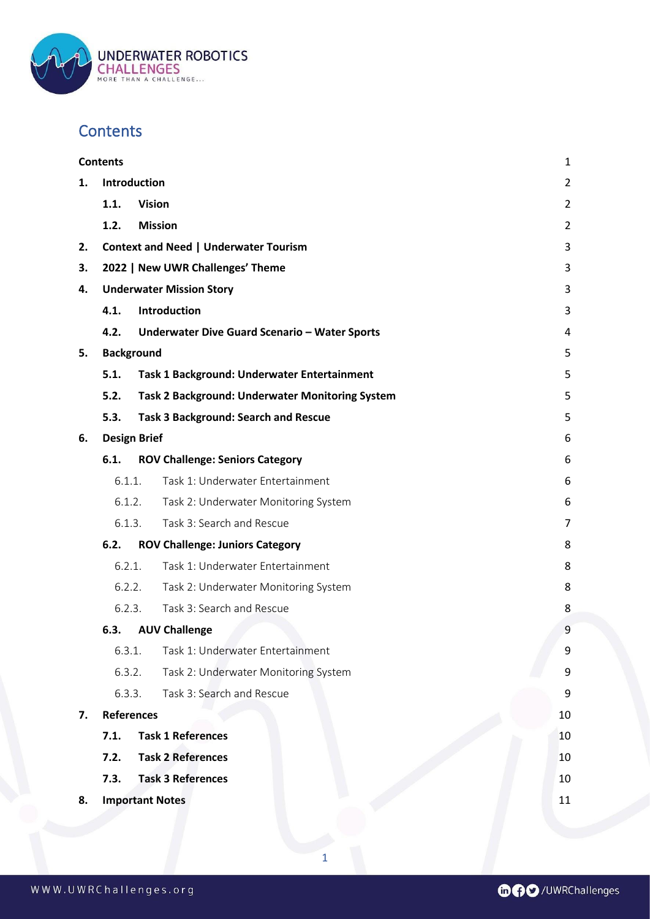# Contents

| | |
|---|---|
| **Contents** | 1 |
| **1. Introduction** | 2 |
| **1.1. Vision** | 2 |
| **1.2. Mission** | 2 |
| **2. Context and Need \| Underwater Tourism** | 3 |
| **3. 2022 \| New UWR Challenges' Theme** | 3 |
| **4. Underwater Mission Story** | 3 |
| **4.1. Introduction** | 3 |
| **4.2. Underwater Dive Guard Scenario – Water Sports** | 4 |
| **5. Background** | 5 |
| **5.1. Task 1 Background: Underwater Entertainment** | 5 |
| **5.2. Task 2 Background: Underwater Monitoring System** | 5 |
| **5.3. Task 3 Background: Search and Rescue** | 5 |
| **6. Design Brief** | 6 |
| **6.1. ROV Challenge: Seniors Category** | 6 |
| 6.1.1. Task 1: Underwater Entertainment | 6 |
| 6.1.2. Task 2: Underwater Monitoring System | 6 |
| 6.1.3. Task 3: Search and Rescue | 7 |
| **6.2. ROV Challenge: Juniors Category** | 8 |
| 6.2.1. Task 1: Underwater Entertainment | 8 |
| 6.2.2. Task 2: Underwater Monitoring System | 8 |
| 6.2.3. Task 3: Search and Rescue | 8 |
| **6.3. AUV Challenge** | 9 |
| 6.3.1. Task 1: Underwater Entertainment | 9 |
| 6.3.2. Task 2: Underwater Monitoring System | 9 |
| 6.3.3. Task 3: Search and Rescue | 9 |
| **7. References** | 10 |
| **7.1. Task 1 References** | 10 |
| **7.2. Task 2 References** | 10 |
| **7.3. Task 3 References** | 10 |
| **8. Important Notes** | 11 |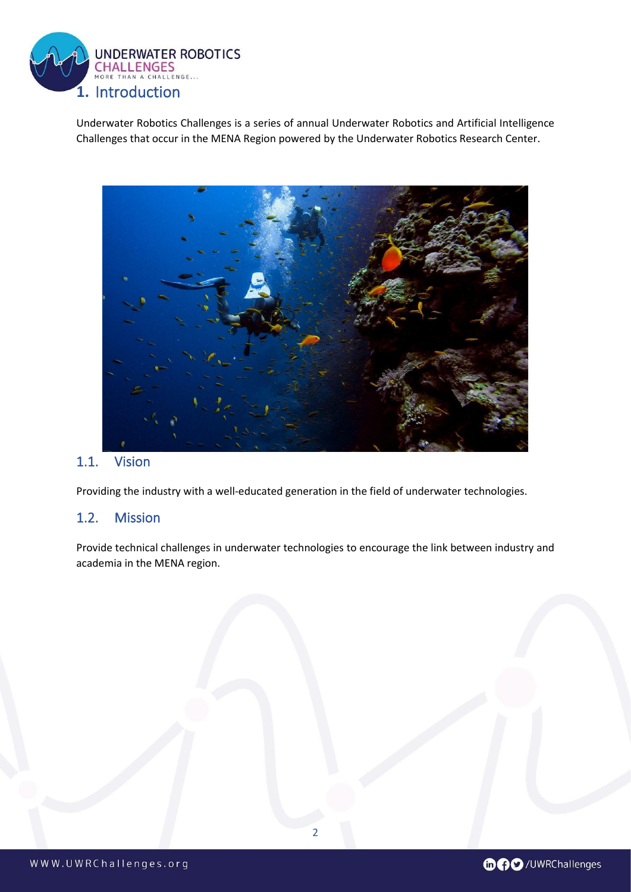# 1. Introduction

Underwater Robotics Challenges is a series of annual Underwater Robotics and Artificial Intelligence Challenges that occur in the MENA Region powered by the Underwater Robotics Research Center.

## 1.1. Vision

Providing the industry with a well-educated generation in the field of underwater technologies.

## 1.2. Mission

Provide technical challenges in underwater technologies to encourage the link between industry and academia in the MENA region.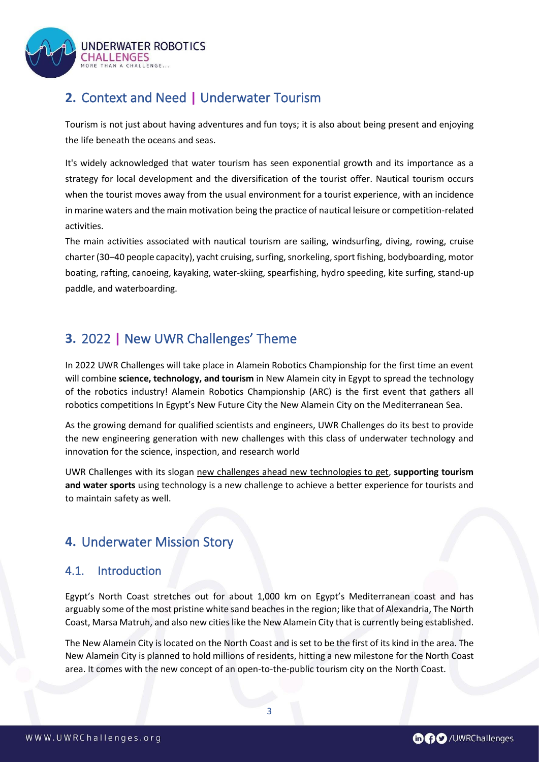## **2.** Context and Need | Underwater Tourism

Tourism is not just about having adventures and fun toys; it is also about being present and enjoying the life beneath the oceans and seas.

It's widely acknowledged that water tourism has seen exponential growth and its importance as a strategy for local development and the diversification of the tourist offer. Nautical tourism occurs when the tourist moves away from the usual environment for a tourist experience, with an incidence in marine waters and the main motivation being the practice of nautical leisure or competition-related activities.

The main activities associated with nautical tourism are sailing, windsurfing, diving, rowing, cruise charter (30–40 people capacity), yacht cruising, surfing, snorkeling, sport fishing, bodyboarding, motor boating, rafting, canoeing, kayaking, water-skiing, spearfishing, hydro speeding, kite surfing, stand-up paddle, and waterboarding.

## **3.** 2022 | New UWR Challenges' Theme

In 2022 UWR Challenges will take place in Alamein Robotics Championship for the first time an event will combine **science, technology, and tourism** in New Alamein city in Egypt to spread the technology of the robotics industry! Alamein Robotics Championship (ARC) is the first event that gathers all robotics competitions In Egypt's New Future City the New Alamein City on the Mediterranean Sea.

As the growing demand for qualified scientists and engineers, UWR Challenges do its best to provide the new engineering generation with new challenges with this class of underwater technology and innovation for the science, inspection, and research world

UWR Challenges with its slogan new challenges ahead new technologies to get, **supporting tourism and water sports** using technology is a new challenge to achieve a better experience for tourists and to maintain safety as well.

## **4.** Underwater Mission Story

### 4.1. Introduction

Egypt's North Coast stretches out for about 1,000 km on Egypt's Mediterranean coast and has arguably some of the most pristine white sand beaches in the region; like that of Alexandria, The North Coast, Marsa Matruh, and also new cities like the New Alamein City that is currently being established.

The New Alamein City is located on the North Coast and is set to be the first of its kind in the area. The New Alamein City is planned to hold millions of residents, hitting a new milestone for the North Coast area. It comes with the new concept of an open-to-the-public tourism city on the North Coast.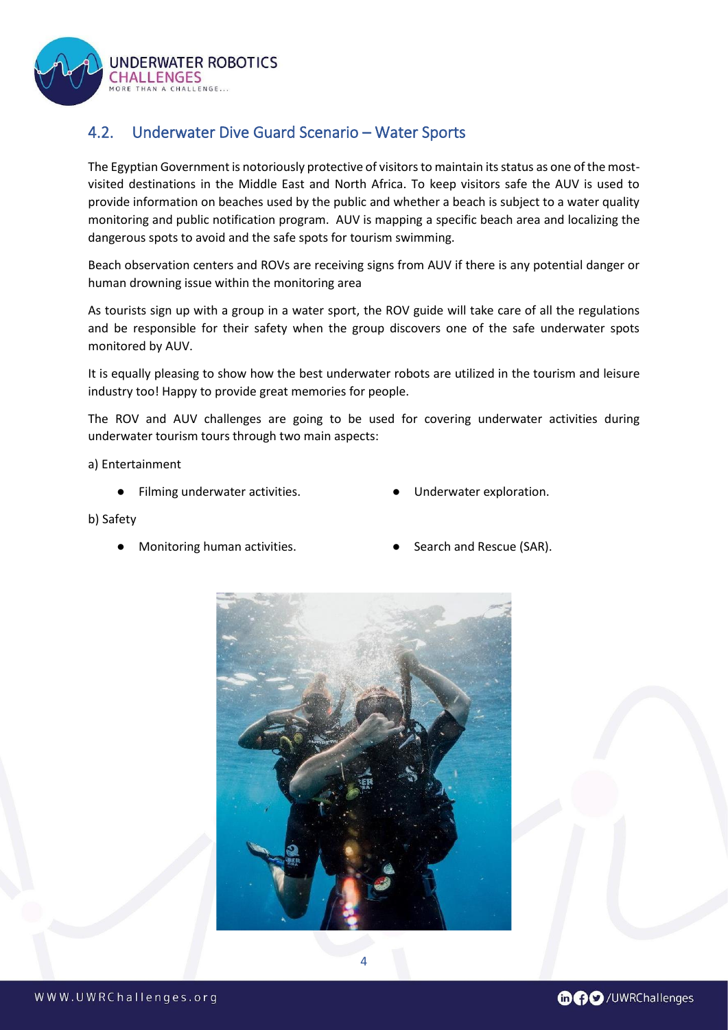## 4.2. Underwater Dive Guard Scenario – Water Sports

The Egyptian Government is notoriously protective of visitors to maintain its status as one of the most-visited destinations in the Middle East and North Africa. To keep visitors safe the AUV is used to provide information on beaches used by the public and whether a beach is subject to a water quality monitoring and public notification program. AUV is mapping a specific beach area and localizing the dangerous spots to avoid and the safe spots for tourism swimming.

Beach observation centers and ROVs are receiving signs from AUV if there is any potential danger or human drowning issue within the monitoring area

As tourists sign up with a group in a water sport, the ROV guide will take care of all the regulations and be responsible for their safety when the group discovers one of the safe underwater spots monitored by AUV.

It is equally pleasing to show how the best underwater robots are utilized in the tourism and leisure industry too! Happy to provide great memories for people.

The ROV and AUV challenges are going to be used for covering underwater activities during underwater tourism tours through two main aspects:

a) Entertainment

- Filming underwater activities.
- Underwater exploration.

b) Safety

- Monitoring human activities.
- Search and Rescue (SAR).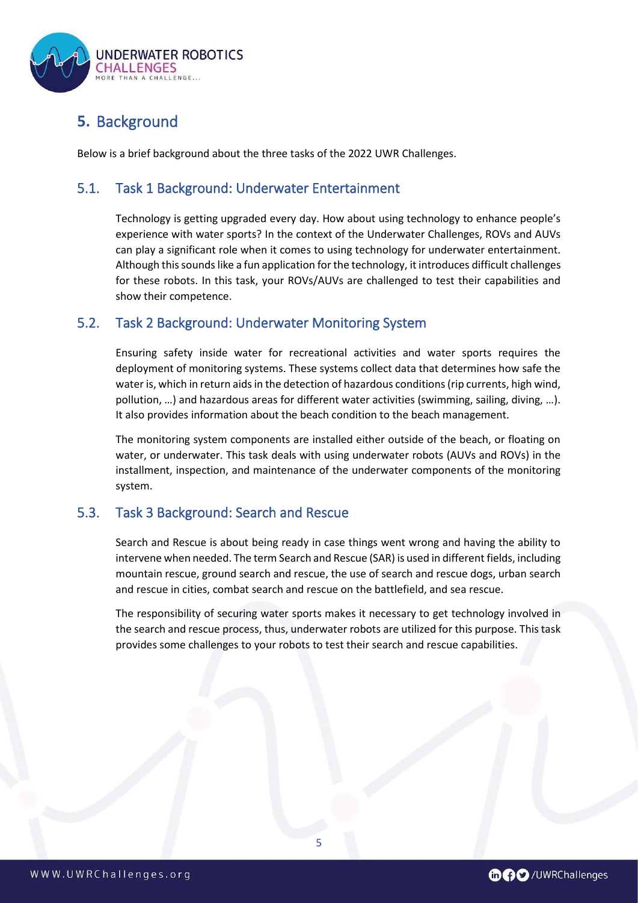## 5. Background

Below is a brief background about the three tasks of the 2022 UWR Challenges.

### 5.1. Task 1 Background: Underwater Entertainment

Technology is getting upgraded every day. How about using technology to enhance people's experience with water sports? In the context of the Underwater Challenges, ROVs and AUVs can play a significant role when it comes to using technology for underwater entertainment. Although this sounds like a fun application for the technology, it introduces difficult challenges for these robots. In this task, your ROVs/AUVs are challenged to test their capabilities and show their competence.

### 5.2. Task 2 Background: Underwater Monitoring System

Ensuring safety inside water for recreational activities and water sports requires the deployment of monitoring systems. These systems collect data that determines how safe the water is, which in return aids in the detection of hazardous conditions (rip currents, high wind, pollution, …) and hazardous areas for different water activities (swimming, sailing, diving, …). It also provides information about the beach condition to the beach management.

The monitoring system components are installed either outside of the beach, or floating on water, or underwater. This task deals with using underwater robots (AUVs and ROVs) in the installment, inspection, and maintenance of the underwater components of the monitoring system.

### 5.3. Task 3 Background: Search and Rescue

Search and Rescue is about being ready in case things went wrong and having the ability to intervene when needed. The term Search and Rescue (SAR) is used in different fields, including mountain rescue, ground search and rescue, the use of search and rescue dogs, urban search and rescue in cities, combat search and rescue on the battlefield, and sea rescue.

The responsibility of securing water sports makes it necessary to get technology involved in the search and rescue process, thus, underwater robots are utilized for this purpose. This task provides some challenges to your robots to test their search and rescue capabilities.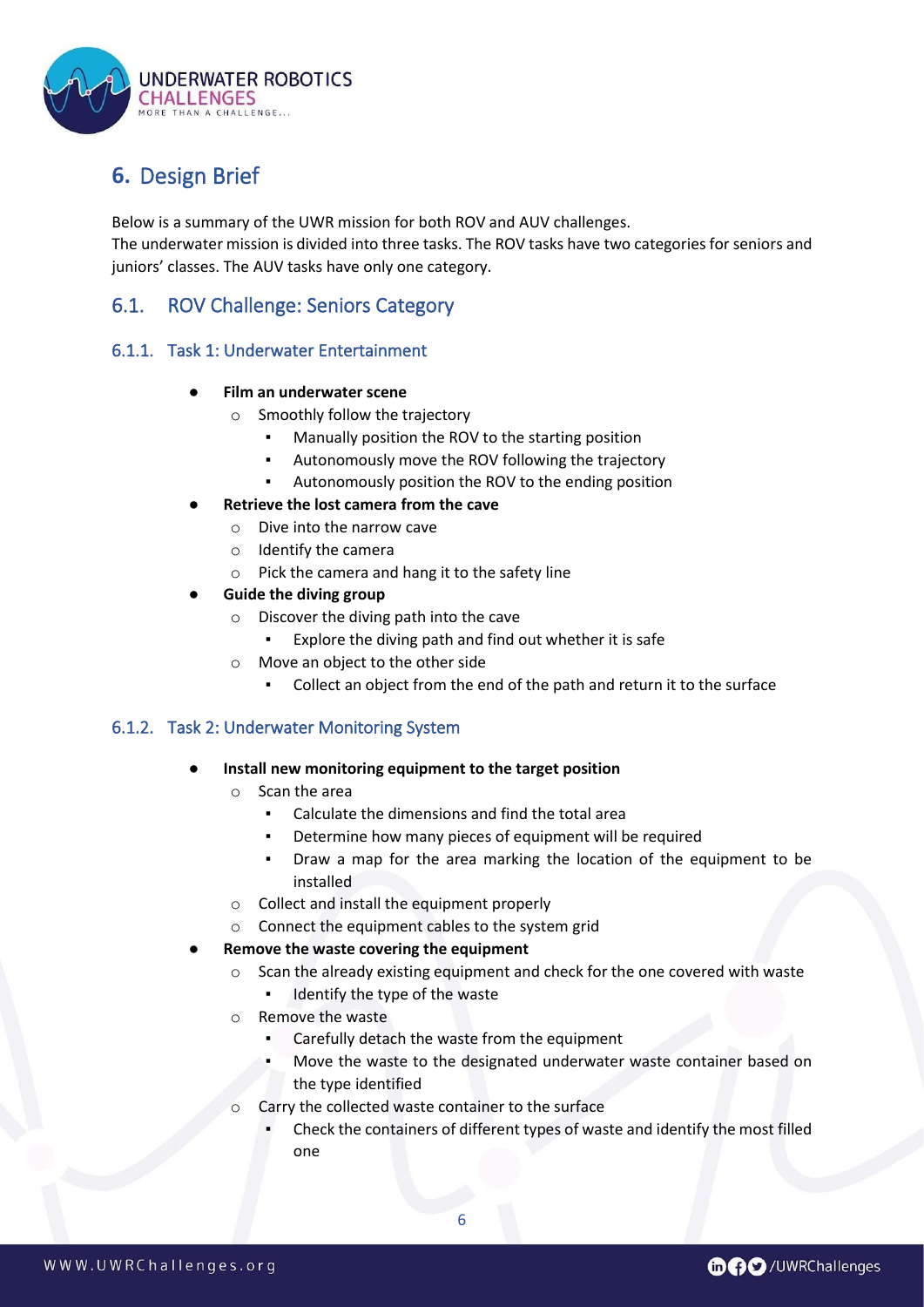# 6. Design Brief

Below is a summary of the UWR mission for both ROV and AUV challenges.
The underwater mission is divided into three tasks. The ROV tasks have two categories for seniors and juniors' classes. The AUV tasks have only one category.

## 6.1. ROV Challenge: Seniors Category

### 6.1.1. Task 1: Underwater Entertainment

- **Film an underwater scene**
  - Smoothly follow the trajectory
    - Manually position the ROV to the starting position
    - Autonomously move the ROV following the trajectory
    - Autonomously position the ROV to the ending position
- **Retrieve the lost camera from the cave**
  - Dive into the narrow cave
  - Identify the camera
  - Pick the camera and hang it to the safety line
- **Guide the diving group**
  - Discover the diving path into the cave
    - Explore the diving path and find out whether it is safe
  - Move an object to the other side
    - Collect an object from the end of the path and return it to the surface

### 6.1.2. Task 2: Underwater Monitoring System

- **Install new monitoring equipment to the target position**
  - Scan the area
    - Calculate the dimensions and find the total area
    - Determine how many pieces of equipment will be required
    - Draw a map for the area marking the location of the equipment to be installed
  - Collect and install the equipment properly
  - Connect the equipment cables to the system grid
- **Remove the waste covering the equipment**
  - Scan the already existing equipment and check for the one covered with waste
    - Identify the type of the waste
  - Remove the waste
    - Carefully detach the waste from the equipment
    - Move the waste to the designated underwater waste container based on the type identified
  - Carry the collected waste container to the surface
    - Check the containers of different types of waste and identify the most filled one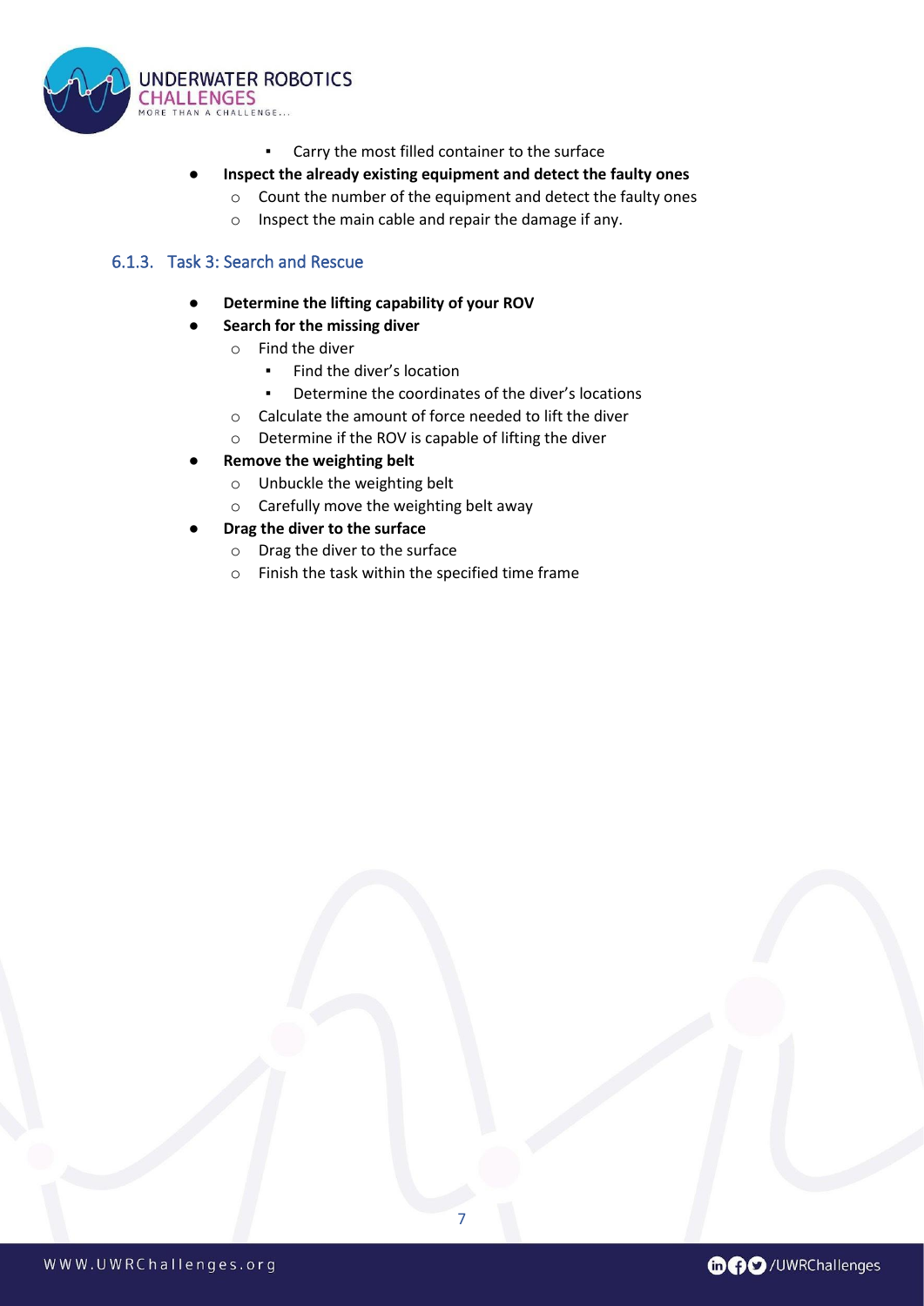- Carry the most filled container to the surface
- **Inspect the already existing equipment and detect the faulty ones**
    - Count the number of the equipment and detect the faulty ones
    - Inspect the main cable and repair the damage if any.

### 6.1.3. Task 3: Search and Rescue

- **Determine the lifting capability of your ROV**
- **Search for the missing diver**
    - Find the diver
        - Find the diver's location
        - Determine the coordinates of the diver's locations
    - Calculate the amount of force needed to lift the diver
    - Determine if the ROV is capable of lifting the diver
- **Remove the weighting belt**
    - Unbuckle the weighting belt
    - Carefully move the weighting belt away
- **Drag the diver to the surface**
    - Drag the diver to the surface
    - Finish the task within the specified time frame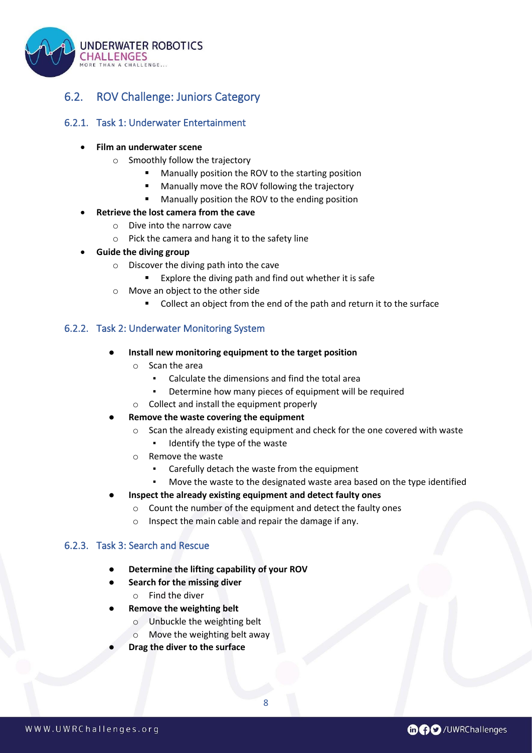## 6.2. ROV Challenge: Juniors Category

### 6.2.1. Task 1: Underwater Entertainment

- **Film an underwater scene**
  - Smoothly follow the trajectory
    - Manually position the ROV to the starting position
    - Manually move the ROV following the trajectory
    - Manually position the ROV to the ending position
- **Retrieve the lost camera from the cave**
  - Dive into the narrow cave
  - Pick the camera and hang it to the safety line
- **Guide the diving group**
  - Discover the diving path into the cave
    - Explore the diving path and find out whether it is safe
  - Move an object to the other side
    - Collect an object from the end of the path and return it to the surface

### 6.2.2. Task 2: Underwater Monitoring System

- **Install new monitoring equipment to the target position**
  - Scan the area
    - Calculate the dimensions and find the total area
    - Determine how many pieces of equipment will be required
  - Collect and install the equipment properly
- **Remove the waste covering the equipment**
  - Scan the already existing equipment and check for the one covered with waste
    - Identify the type of the waste
  - Remove the waste
    - Carefully detach the waste from the equipment
    - Move the waste to the designated waste area based on the type identified
- **Inspect the already existing equipment and detect faulty ones**
  - Count the number of the equipment and detect the faulty ones
  - Inspect the main cable and repair the damage if any.

### 6.2.3. Task 3: Search and Rescue

- **Determine the lifting capability of your ROV**
- **Search for the missing diver**
  - Find the diver
- **Remove the weighting belt**
  - Unbuckle the weighting belt
  - Move the weighting belt away
- **Drag the diver to the surface**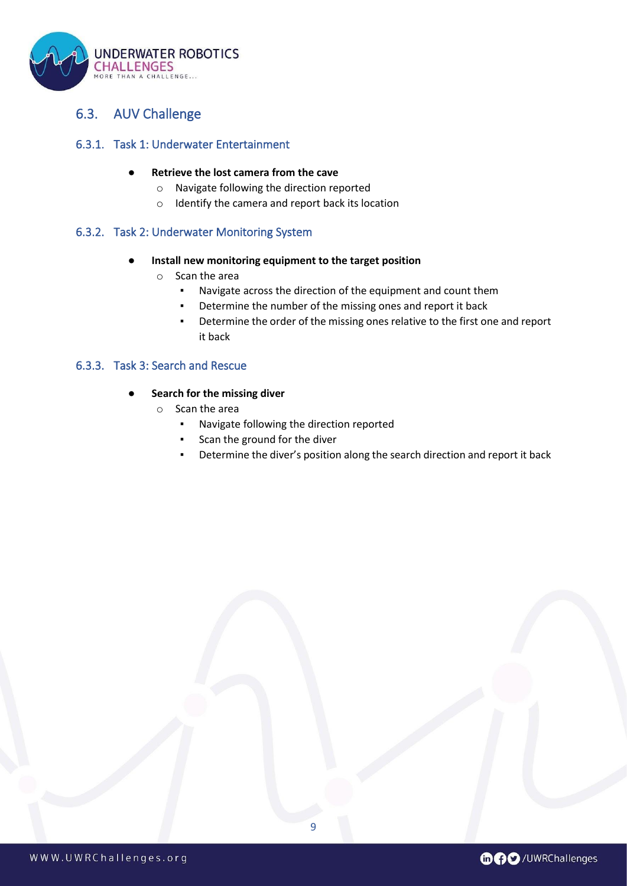## 6.3. AUV Challenge

### 6.3.1. Task 1: Underwater Entertainment

- **Retrieve the lost camera from the cave**
  - Navigate following the direction reported
  - Identify the camera and report back its location

### 6.3.2. Task 2: Underwater Monitoring System

- **Install new monitoring equipment to the target position**
  - Scan the area
    - Navigate across the direction of the equipment and count them
    - Determine the number of the missing ones and report it back
    - Determine the order of the missing ones relative to the first one and report it back

### 6.3.3. Task 3: Search and Rescue

- **Search for the missing diver**
  - Scan the area
    - Navigate following the direction reported
    - Scan the ground for the diver
    - Determine the diver's position along the search direction and report it back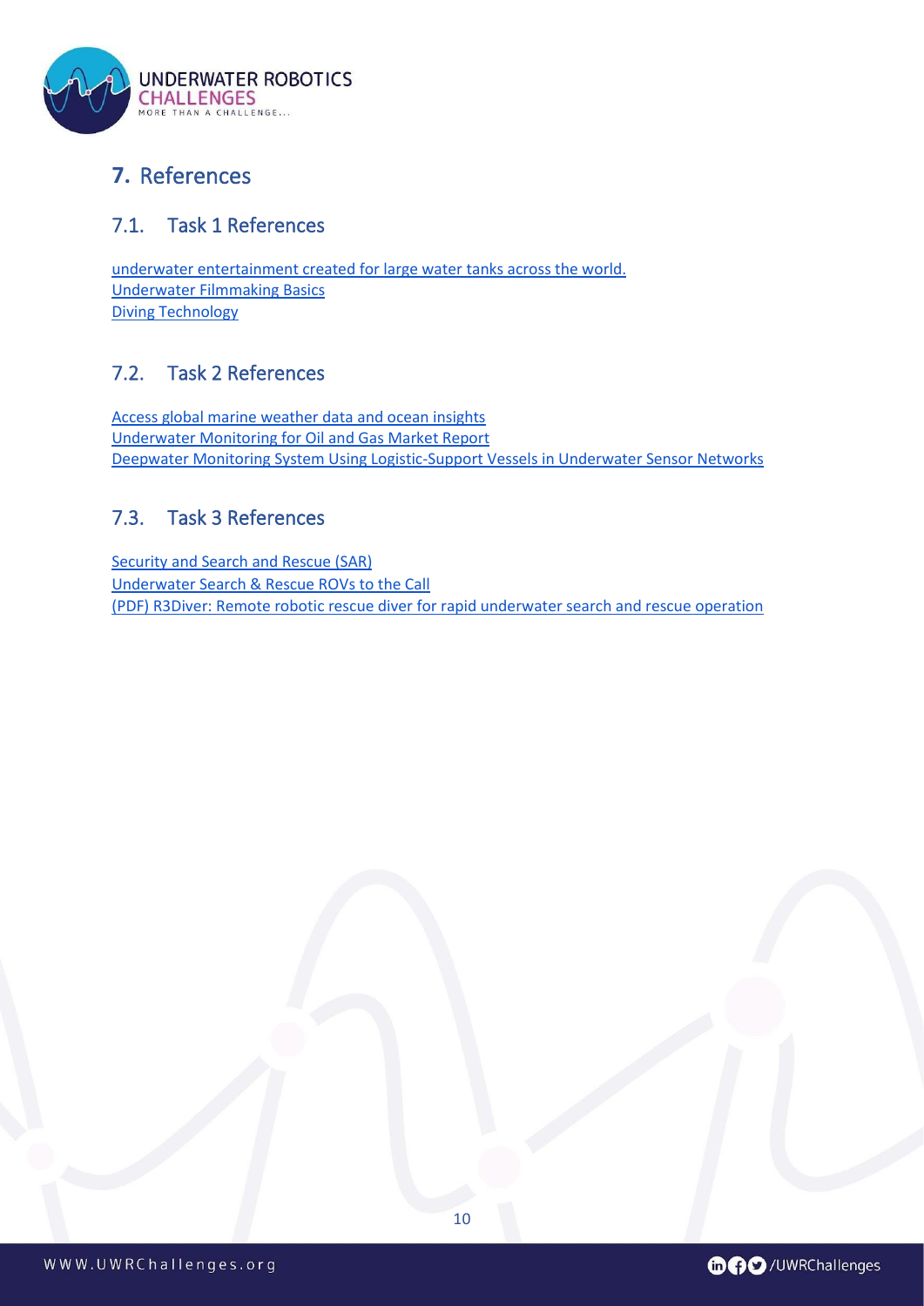# 7. References

## 7.1. Task 1 References

underwater entertainment created for large water tanks across the world.
Underwater Filmmaking Basics
Diving Technology

## 7.2. Task 2 References

Access global marine weather data and ocean insights
Underwater Monitoring for Oil and Gas Market Report
Deepwater Monitoring System Using Logistic-Support Vessels in Underwater Sensor Networks

## 7.3. Task 3 References

Security and Search and Rescue (SAR)
Underwater Search & Rescue ROVs to the Call
(PDF) R3Diver: Remote robotic rescue diver for rapid underwater search and rescue operation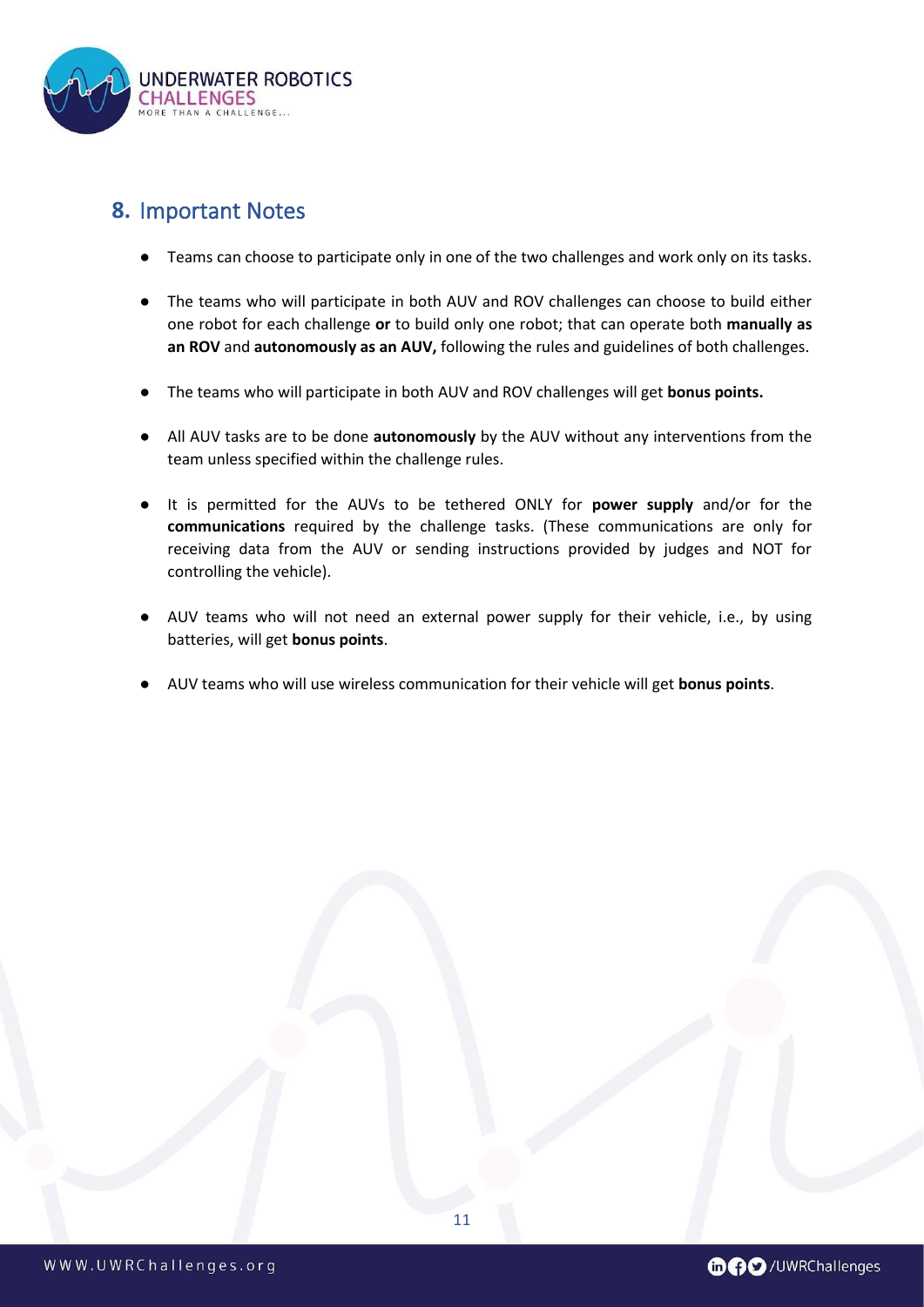## 8. Important Notes

- Teams can choose to participate only in one of the two challenges and work only on its tasks.
- The teams who will participate in both AUV and ROV challenges can choose to build either one robot for each challenge **or** to build only one robot; that can operate both **manually as an ROV** and **autonomously as an AUV,** following the rules and guidelines of both challenges.
- The teams who will participate in both AUV and ROV challenges will get **bonus points.**
- All AUV tasks are to be done **autonomously** by the AUV without any interventions from the team unless specified within the challenge rules.
- It is permitted for the AUVs to be tethered ONLY for **power supply** and/or for the **communications** required by the challenge tasks. (These communications are only for receiving data from the AUV or sending instructions provided by judges and NOT for controlling the vehicle).
- AUV teams who will not need an external power supply for their vehicle, i.e., by using batteries, will get **bonus points**.
- AUV teams who will use wireless communication for their vehicle will get **bonus points**.